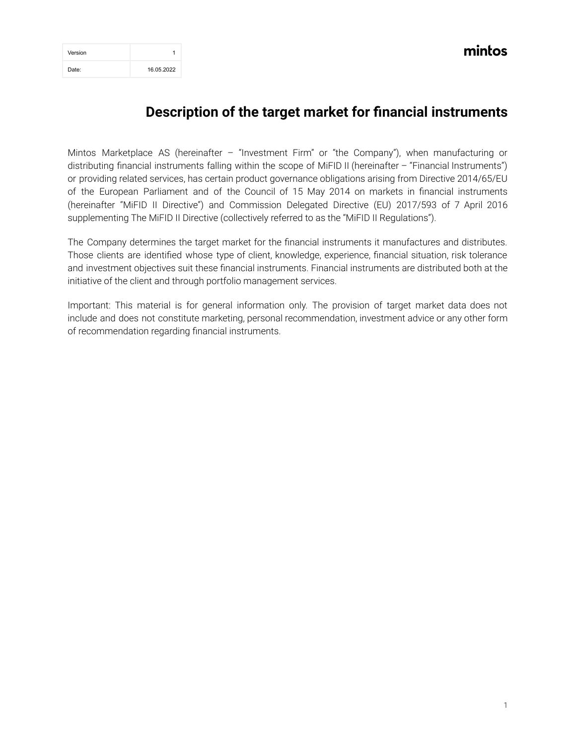| Version | 1 |
| --- | --- |
| Date: | 16.05.2022 |

mintos

# Description of the target market for financial instruments

Mintos Marketplace AS (hereinafter – "Investment Firm" or "the Company"), when manufacturing or distributing financial instruments falling within the scope of MiFID II (hereinafter – "Financial Instruments") or providing related services, has certain product governance obligations arising from Directive 2014/65/EU of the European Parliament and of the Council of 15 May 2014 on markets in financial instruments (hereinafter "MiFID II Directive") and Commission Delegated Directive (EU) 2017/593 of 7 April 2016 supplementing The MiFID II Directive (collectively referred to as the "MiFID II Regulations").

The Company determines the target market for the financial instruments it manufactures and distributes. Those clients are identified whose type of client, knowledge, experience, financial situation, risk tolerance and investment objectives suit these financial instruments. Financial instruments are distributed both at the initiative of the client and through portfolio management services.

Important: This material is for general information only. The provision of target market data does not include and does not constitute marketing, personal recommendation, investment advice or any other form of recommendation regarding financial instruments.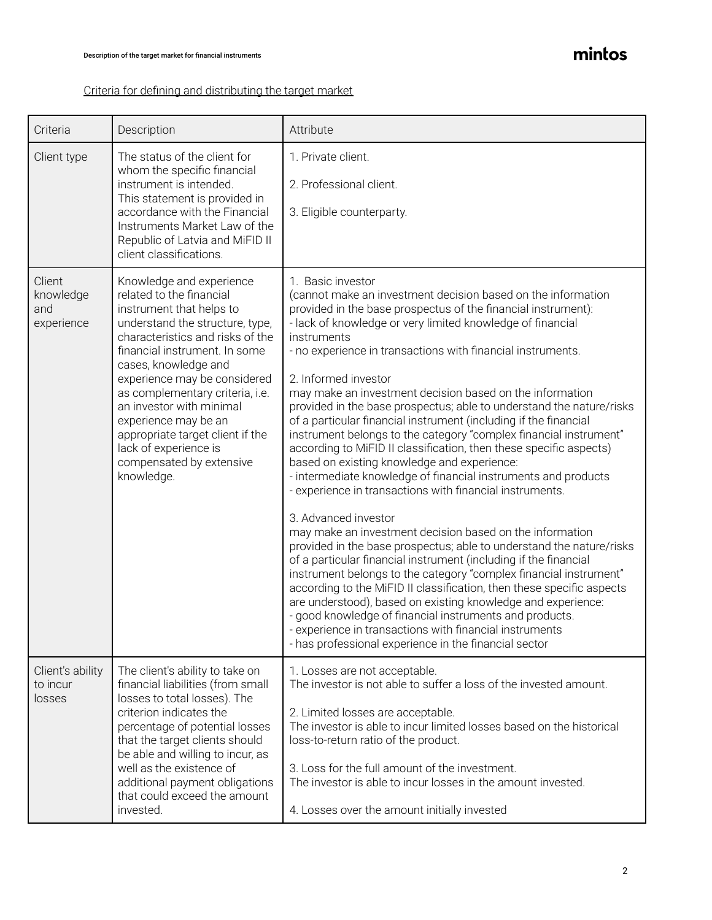Criteria for defining and distributing the target market

| Criteria | Description | Attribute |
|---|---|---|
| Client type | The status of the client for whom the specific financial instrument is intended. This statement is provided in accordance with the Financial Instruments Market Law of the Republic of Latvia and MiFID II client classifications. | 1. Private client.<br><br>2. Professional client.<br><br>3. Eligible counterparty. |
| Client knowledge and experience | Knowledge and experience related to the financial instrument that helps to understand the structure, type, characteristics and risks of the financial instrument. In some cases, knowledge and experience may be considered as complementary criteria, i.e. an investor with minimal experience may be an appropriate target client if the lack of experience is compensated by extensive knowledge. | 1. Basic investor<br>(cannot make an investment decision based on the information provided in the base prospectus of the financial instrument):<br>- lack of knowledge or very limited knowledge of financial instruments<br>- no experience in transactions with financial instruments.<br><br>2. Informed investor<br>may make an investment decision based on the information provided in the base prospectus; able to understand the nature/risks of a particular financial instrument (including if the financial instrument belongs to the category "complex financial instrument" according to MiFID II classification, then these specific aspects) based on existing knowledge and experience:<br>- intermediate knowledge of financial instruments and products<br>- experience in transactions with financial instruments.<br><br>3. Advanced investor<br>may make an investment decision based on the information provided in the base prospectus; able to understand the nature/risks of a particular financial instrument (including if the financial instrument belongs to the category "complex financial instrument" according to the MiFID II classification, then these specific aspects are understood), based on existing knowledge and experience:<br>- good knowledge of financial instruments and products.<br>- experience in transactions with financial instruments<br>- has professional experience in the financial sector |
| Client's ability to incur losses | The client's ability to take on financial liabilities (from small losses to total losses). The criterion indicates the percentage of potential losses that the target clients should be able and willing to incur, as well as the existence of additional payment obligations that could exceed the amount invested. | 1. Losses are not acceptable.<br>The investor is not able to suffer a loss of the invested amount.<br><br>2. Limited losses are acceptable.<br>The investor is able to incur limited losses based on the historical loss-to-return ratio of the product.<br><br>3. Loss for the full amount of the investment.<br>The investor is able to incur losses in the amount invested.<br><br>4. Losses over the amount initially invested |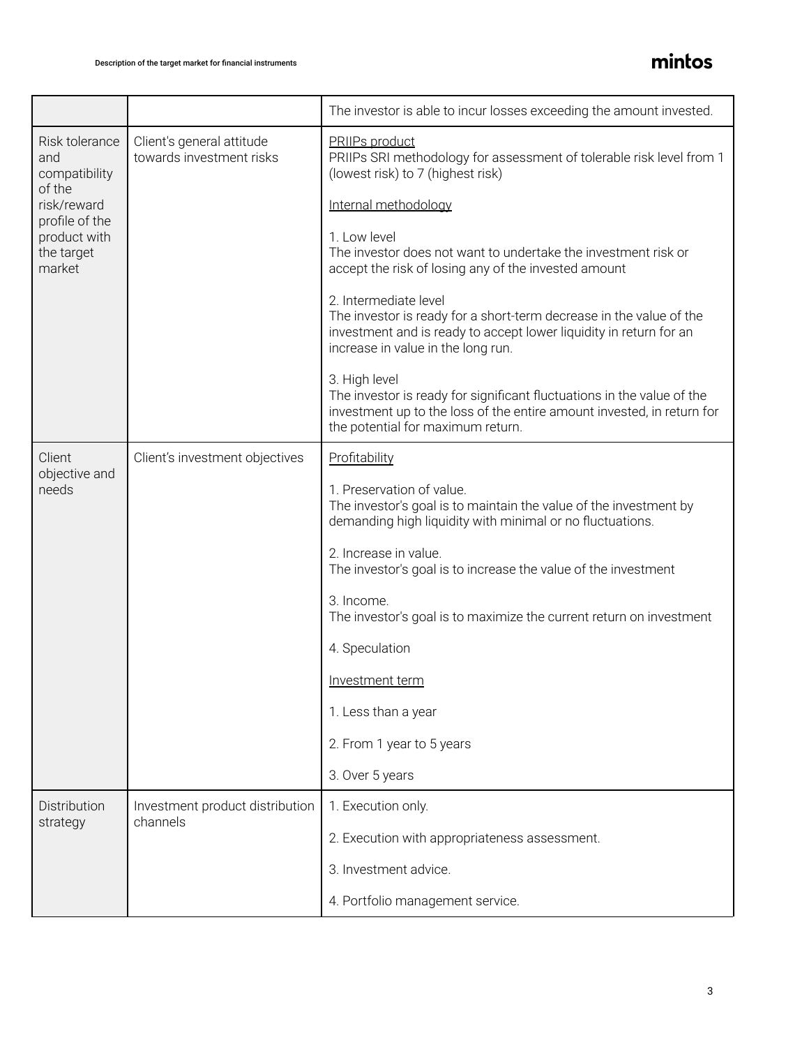| | | |
|---|---|---|
| | | The investor is able to incur losses exceeding the amount invested. |
| Risk tolerance and compatibility of the risk/reward profile of the product with the target market | Client's general attitude towards investment risks | <u>PRIIPs product</u><br>PRIIPs SRI methodology for assessment of tolerable risk level from 1 (lowest risk) to 7 (highest risk)<br><br><u>Internal methodology</u><br><br>1. Low level<br>The investor does not want to undertake the investment risk or accept the risk of losing any of the invested amount<br><br>2. Intermediate level<br>The investor is ready for a short-term decrease in the value of the investment and is ready to accept lower liquidity in return for an increase in value in the long run.<br><br>3. High level<br>The investor is ready for significant fluctuations in the value of the investment up to the loss of the entire amount invested, in return for the potential for maximum return. |
| Client objective and needs | Client's investment objectives | <u>Profitability</u><br><br>1. Preservation of value.<br>The investor's goal is to maintain the value of the investment by demanding high liquidity with minimal or no fluctuations.<br><br>2. Increase in value.<br>The investor's goal is to increase the value of the investment<br><br>3. Income.<br>The investor's goal is to maximize the current return on investment<br><br>4. Speculation<br><br><u>Investment term</u><br><br>1. Less than a year<br><br>2. From 1 year to 5 years<br><br>3. Over 5 years |
| Distribution strategy | Investment product distribution channels | 1. Execution only.<br><br>2. Execution with appropriateness assessment.<br><br>3. Investment advice.<br><br>4. Portfolio management service. |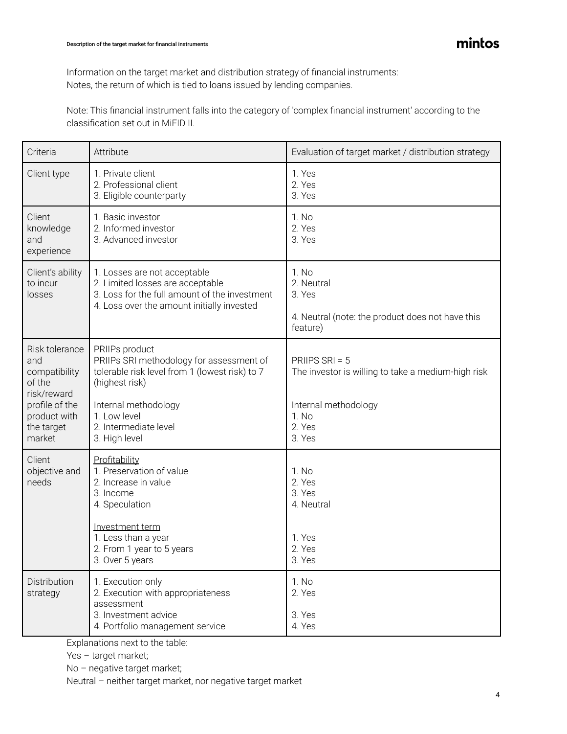Information on the target market and distribution strategy of financial instruments:
Notes, the return of which is tied to loans issued by lending companies.

Note: This financial instrument falls into the category of 'complex financial instrument' according to the classification set out in MiFID II.

| Criteria | Attribute | Evaluation of target market / distribution strategy |
|---|---|---|
| Client type | 1. Private client<br>2. Professional client<br>3. Eligible counterparty | 1. Yes<br>2. Yes<br>3. Yes |
| Client knowledge and experience | 1. Basic investor<br>2. Informed investor<br>3. Advanced investor | 1. No<br>2. Yes<br>3. Yes |
| Client's ability to incur losses | 1. Losses are not acceptable<br>2. Limited losses are acceptable<br>3. Loss for the full amount of the investment<br>4. Loss over the amount initially invested | 1. No<br>2. Neutral<br>3. Yes<br><br>4. Neutral (note: the product does not have this feature) |
| Risk tolerance and compatibility of the risk/reward profile of the product with the target market | PRIIPs product<br>PRIIPs SRI methodology for assessment of tolerable risk level from 1 (lowest risk) to 7 (highest risk)<br><br>Internal methodology<br>1. Low level<br>2. Intermediate level<br>3. High level | PRIIPS SRI = 5<br>The investor is willing to take a medium-high risk<br><br>Internal methodology<br>1. No<br>2. Yes<br>3. Yes |
| Client objective and needs | <u>Profitability</u><br>1. Preservation of value<br>2. Increase in value<br>3. Income<br>4. Speculation<br><br><u>Investment term</u><br>1. Less than a year<br>2. From 1 year to 5 years<br>3. Over 5 years | <br>1. No<br>2. Yes<br>3. Yes<br>4. Neutral<br><br><br>1. Yes<br>2. Yes<br>3. Yes |
| Distribution strategy | 1. Execution only<br>2. Execution with appropriateness assessment<br>3. Investment advice<br>4. Portfolio management service | 1. No<br>2. Yes<br><br>3. Yes<br>4. Yes |

Explanations next to the table:

Yes – target market;

No – negative target market;

Neutral – neither target market, nor negative target market